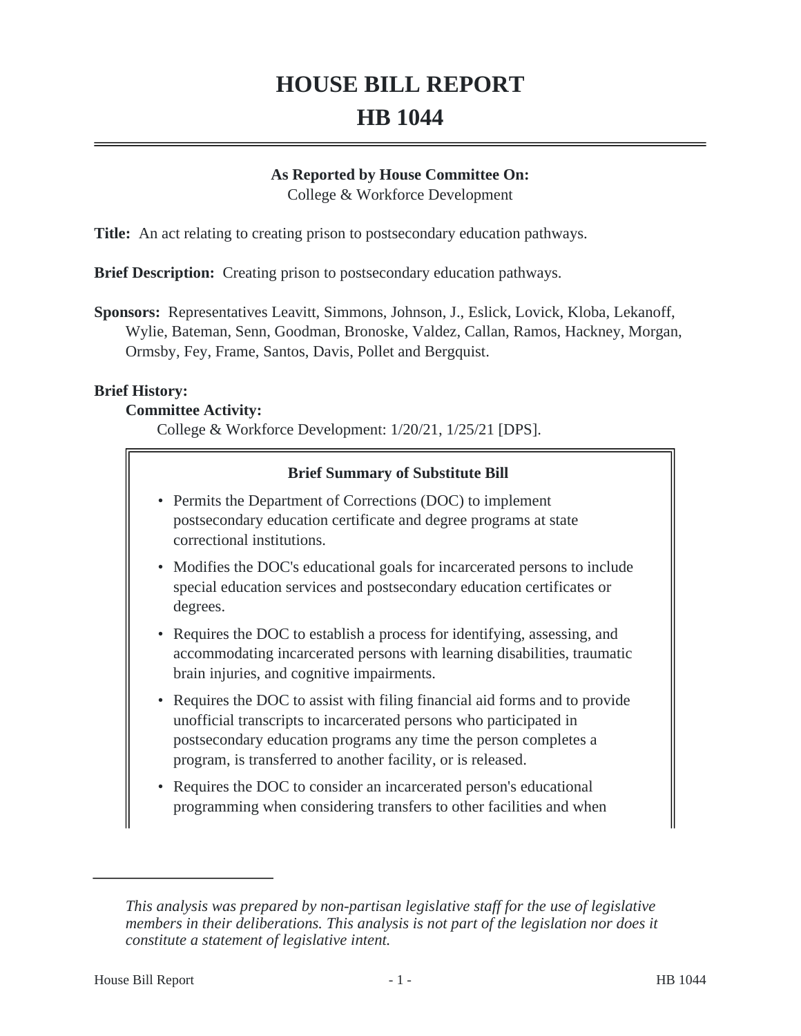# HOUSE BILL REPORT
# HB 1044

**As Reported by House Committee On:**
College & Workforce Development

**Title:** An act relating to creating prison to postsecondary education pathways.

**Brief Description:** Creating prison to postsecondary education pathways.

**Sponsors:** Representatives Leavitt, Simmons, Johnson, J., Eslick, Lovick, Kloba, Lekanoff, Wylie, Bateman, Senn, Goodman, Bronoske, Valdez, Callan, Ramos, Hackney, Morgan, Ormsby, Fey, Frame, Santos, Davis, Pollet and Bergquist.

**Brief History:**

**Committee Activity:**

College & Workforce Development: 1/20/21, 1/25/21 [DPS].

**Brief Summary of Substitute Bill**

- Permits the Department of Corrections (DOC) to implement postsecondary education certificate and degree programs at state correctional institutions.
- Modifies the DOC's educational goals for incarcerated persons to include special education services and postsecondary education certificates or degrees.
- Requires the DOC to establish a process for identifying, assessing, and accommodating incarcerated persons with learning disabilities, traumatic brain injuries, and cognitive impairments.
- Requires the DOC to assist with filing financial aid forms and to provide unofficial transcripts to incarcerated persons who participated in postsecondary education programs any time the person completes a program, is transferred to another facility, or is released.
- Requires the DOC to consider an incarcerated person's educational programming when considering transfers to other facilities and when

*This analysis was prepared by non-partisan legislative staff for the use of legislative members in their deliberations. This analysis is not part of the legislation nor does it constitute a statement of legislative intent.*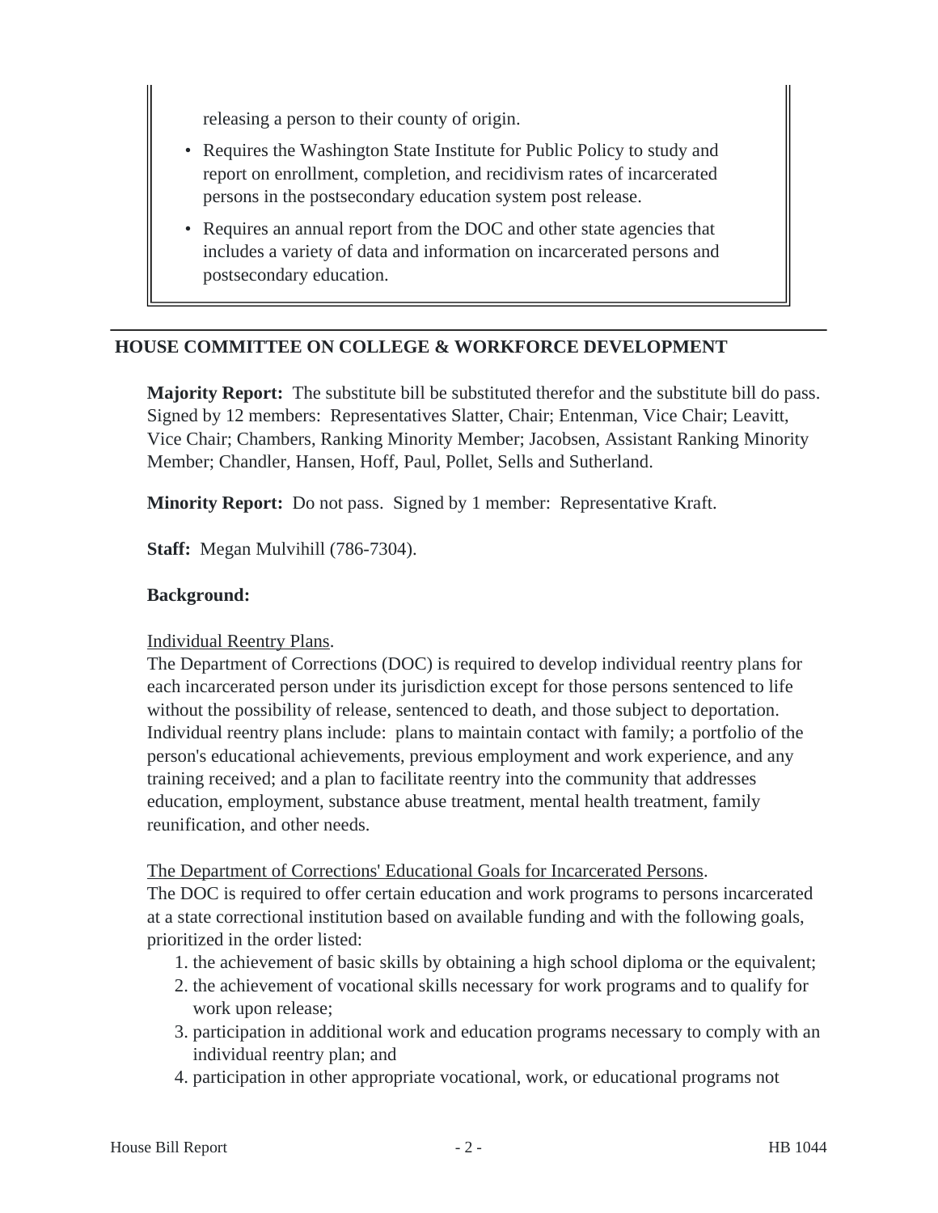releasing a person to their county of origin.

- Requires the Washington State Institute for Public Policy to study and report on enrollment, completion, and recidivism rates of incarcerated persons in the postsecondary education system post release.
- Requires an annual report from the DOC and other state agencies that includes a variety of data and information on incarcerated persons and postsecondary education.

## HOUSE COMMITTEE ON COLLEGE & WORKFORCE DEVELOPMENT

**Majority Report:** The substitute bill be substituted therefor and the substitute bill do pass. Signed by 12 members: Representatives Slatter, Chair; Entenman, Vice Chair; Leavitt, Vice Chair; Chambers, Ranking Minority Member; Jacobsen, Assistant Ranking Minority Member; Chandler, Hansen, Hoff, Paul, Pollet, Sells and Sutherland.

**Minority Report:** Do not pass. Signed by 1 member: Representative Kraft.

**Staff:** Megan Mulvihill (786-7304).

**Background:**

Individual Reentry Plans.
The Department of Corrections (DOC) is required to develop individual reentry plans for each incarcerated person under its jurisdiction except for those persons sentenced to life without the possibility of release, sentenced to death, and those subject to deportation. Individual reentry plans include: plans to maintain contact with family; a portfolio of the person's educational achievements, previous employment and work experience, and any training received; and a plan to facilitate reentry into the community that addresses education, employment, substance abuse treatment, mental health treatment, family reunification, and other needs.

The Department of Corrections' Educational Goals for Incarcerated Persons.
The DOC is required to offer certain education and work programs to persons incarcerated at a state correctional institution based on available funding and with the following goals, prioritized in the order listed:

1. the achievement of basic skills by obtaining a high school diploma or the equivalent;
2. the achievement of vocational skills necessary for work programs and to qualify for work upon release;
3. participation in additional work and education programs necessary to comply with an individual reentry plan; and
4. participation in other appropriate vocational, work, or educational programs not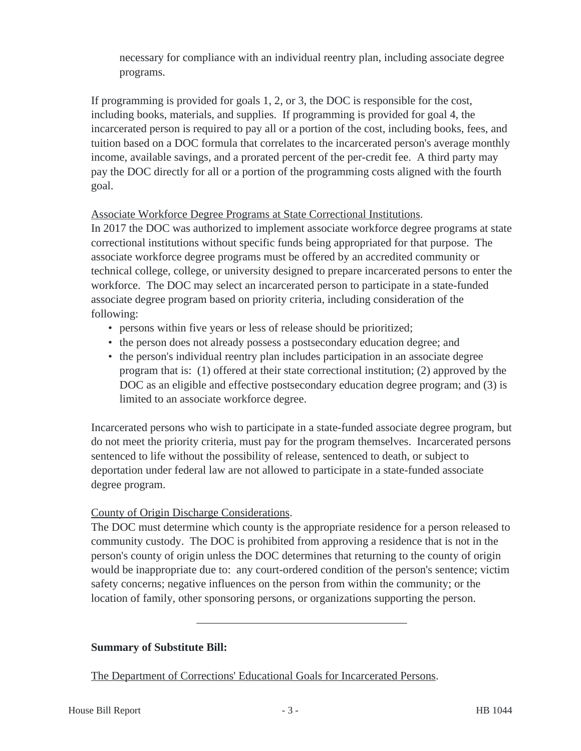necessary for compliance with an individual reentry plan, including associate degree programs.

If programming is provided for goals 1, 2, or 3, the DOC is responsible for the cost, including books, materials, and supplies. If programming is provided for goal 4, the incarcerated person is required to pay all or a portion of the cost, including books, fees, and tuition based on a DOC formula that correlates to the incarcerated person's average monthly income, available savings, and a prorated percent of the per-credit fee. A third party may pay the DOC directly for all or a portion of the programming costs aligned with the fourth goal.

Associate Workforce Degree Programs at State Correctional Institutions.
In 2017 the DOC was authorized to implement associate workforce degree programs at state correctional institutions without specific funds being appropriated for that purpose. The associate workforce degree programs must be offered by an accredited community or technical college, college, or university designed to prepare incarcerated persons to enter the workforce. The DOC may select an incarcerated person to participate in a state-funded associate degree program based on priority criteria, including consideration of the following:

- persons within five years or less of release should be prioritized;
- the person does not already possess a postsecondary education degree; and
- the person's individual reentry plan includes participation in an associate degree program that is: (1) offered at their state correctional institution; (2) approved by the DOC as an eligible and effective postsecondary education degree program; and (3) is limited to an associate workforce degree.

Incarcerated persons who wish to participate in a state-funded associate degree program, but do not meet the priority criteria, must pay for the program themselves. Incarcerated persons sentenced to life without the possibility of release, sentenced to death, or subject to deportation under federal law are not allowed to participate in a state-funded associate degree program.

County of Origin Discharge Considerations.
The DOC must determine which county is the appropriate residence for a person released to community custody. The DOC is prohibited from approving a residence that is not in the person's county of origin unless the DOC determines that returning to the county of origin would be inappropriate due to: any court-ordered condition of the person's sentence; victim safety concerns; negative influences on the person from within the community; or the location of family, other sponsoring persons, or organizations supporting the person.

---

**Summary of Substitute Bill:**

The Department of Corrections' Educational Goals for Incarcerated Persons.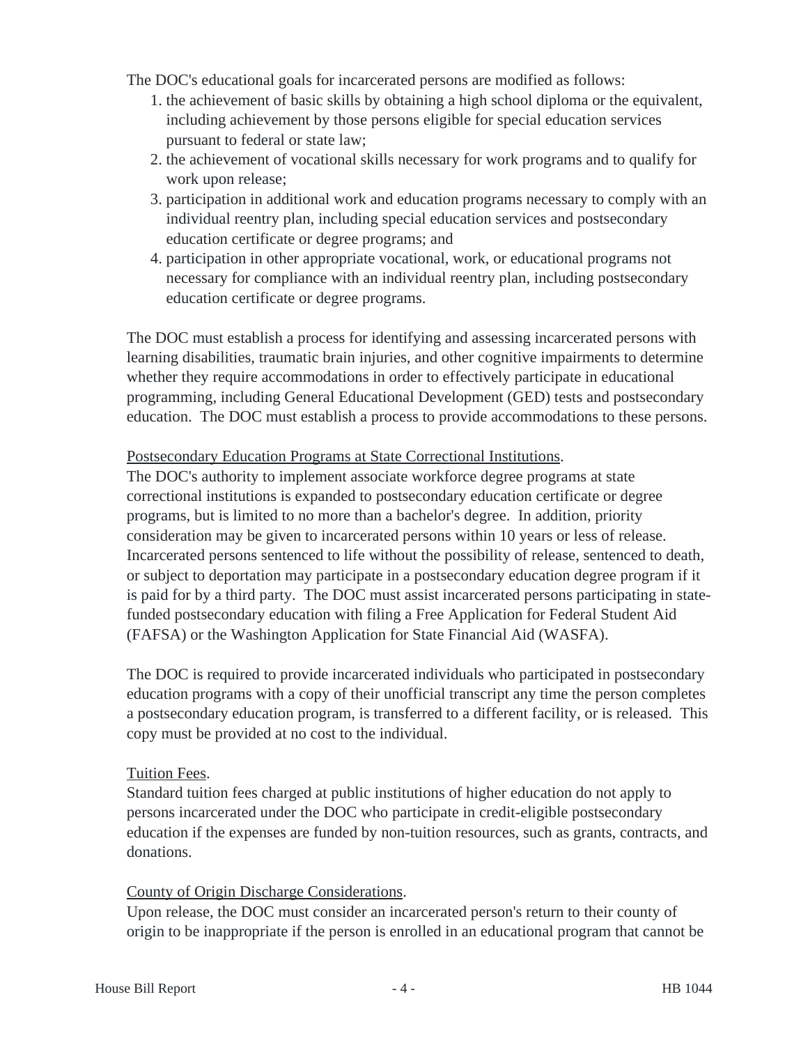The DOC's educational goals for incarcerated persons are modified as follows:

1. the achievement of basic skills by obtaining a high school diploma or the equivalent, including achievement by those persons eligible for special education services pursuant to federal or state law;
2. the achievement of vocational skills necessary for work programs and to qualify for work upon release;
3. participation in additional work and education programs necessary to comply with an individual reentry plan, including special education services and postsecondary education certificate or degree programs; and
4. participation in other appropriate vocational, work, or educational programs not necessary for compliance with an individual reentry plan, including postsecondary education certificate or degree programs.

The DOC must establish a process for identifying and assessing incarcerated persons with learning disabilities, traumatic brain injuries, and other cognitive impairments to determine whether they require accommodations in order to effectively participate in educational programming, including General Educational Development (GED) tests and postsecondary education. The DOC must establish a process to provide accommodations to these persons.

Postsecondary Education Programs at State Correctional Institutions.

The DOC's authority to implement associate workforce degree programs at state correctional institutions is expanded to postsecondary education certificate or degree programs, but is limited to no more than a bachelor's degree. In addition, priority consideration may be given to incarcerated persons within 10 years or less of release. Incarcerated persons sentenced to life without the possibility of release, sentenced to death, or subject to deportation may participate in a postsecondary education degree program if it is paid for by a third party. The DOC must assist incarcerated persons participating in state-funded postsecondary education with filing a Free Application for Federal Student Aid (FAFSA) or the Washington Application for State Financial Aid (WASFA).

The DOC is required to provide incarcerated individuals who participated in postsecondary education programs with a copy of their unofficial transcript any time the person completes a postsecondary education program, is transferred to a different facility, or is released. This copy must be provided at no cost to the individual.

Tuition Fees.

Standard tuition fees charged at public institutions of higher education do not apply to persons incarcerated under the DOC who participate in credit-eligible postsecondary education if the expenses are funded by non-tuition resources, such as grants, contracts, and donations.

County of Origin Discharge Considerations.

Upon release, the DOC must consider an incarcerated person's return to their county of origin to be inappropriate if the person is enrolled in an educational program that cannot be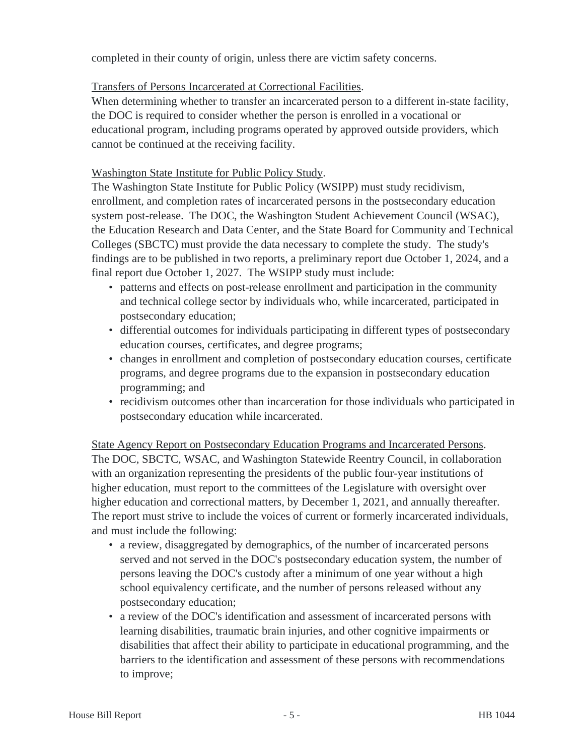completed in their county of origin, unless there are victim safety concerns.

Transfers of Persons Incarcerated at Correctional Facilities.

When determining whether to transfer an incarcerated person to a different in-state facility, the DOC is required to consider whether the person is enrolled in a vocational or educational program, including programs operated by approved outside providers, which cannot be continued at the receiving facility.

Washington State Institute for Public Policy Study.

The Washington State Institute for Public Policy (WSIPP) must study recidivism, enrollment, and completion rates of incarcerated persons in the postsecondary education system post-release. The DOC, the Washington Student Achievement Council (WSAC), the Education Research and Data Center, and the State Board for Community and Technical Colleges (SBCTC) must provide the data necessary to complete the study. The study's findings are to be published in two reports, a preliminary report due October 1, 2024, and a final report due October 1, 2027. The WSIPP study must include:

- patterns and effects on post-release enrollment and participation in the community and technical college sector by individuals who, while incarcerated, participated in postsecondary education;
- differential outcomes for individuals participating in different types of postsecondary education courses, certificates, and degree programs;
- changes in enrollment and completion of postsecondary education courses, certificate programs, and degree programs due to the expansion in postsecondary education programming; and
- recidivism outcomes other than incarceration for those individuals who participated in postsecondary education while incarcerated.

State Agency Report on Postsecondary Education Programs and Incarcerated Persons.

The DOC, SBCTC, WSAC, and Washington Statewide Reentry Council, in collaboration with an organization representing the presidents of the public four-year institutions of higher education, must report to the committees of the Legislature with oversight over higher education and correctional matters, by December 1, 2021, and annually thereafter. The report must strive to include the voices of current or formerly incarcerated individuals, and must include the following:

- a review, disaggregated by demographics, of the number of incarcerated persons served and not served in the DOC's postsecondary education system, the number of persons leaving the DOC's custody after a minimum of one year without a high school equivalency certificate, and the number of persons released without any postsecondary education;
- a review of the DOC's identification and assessment of incarcerated persons with learning disabilities, traumatic brain injuries, and other cognitive impairments or disabilities that affect their ability to participate in educational programming, and the barriers to the identification and assessment of these persons with recommendations to improve;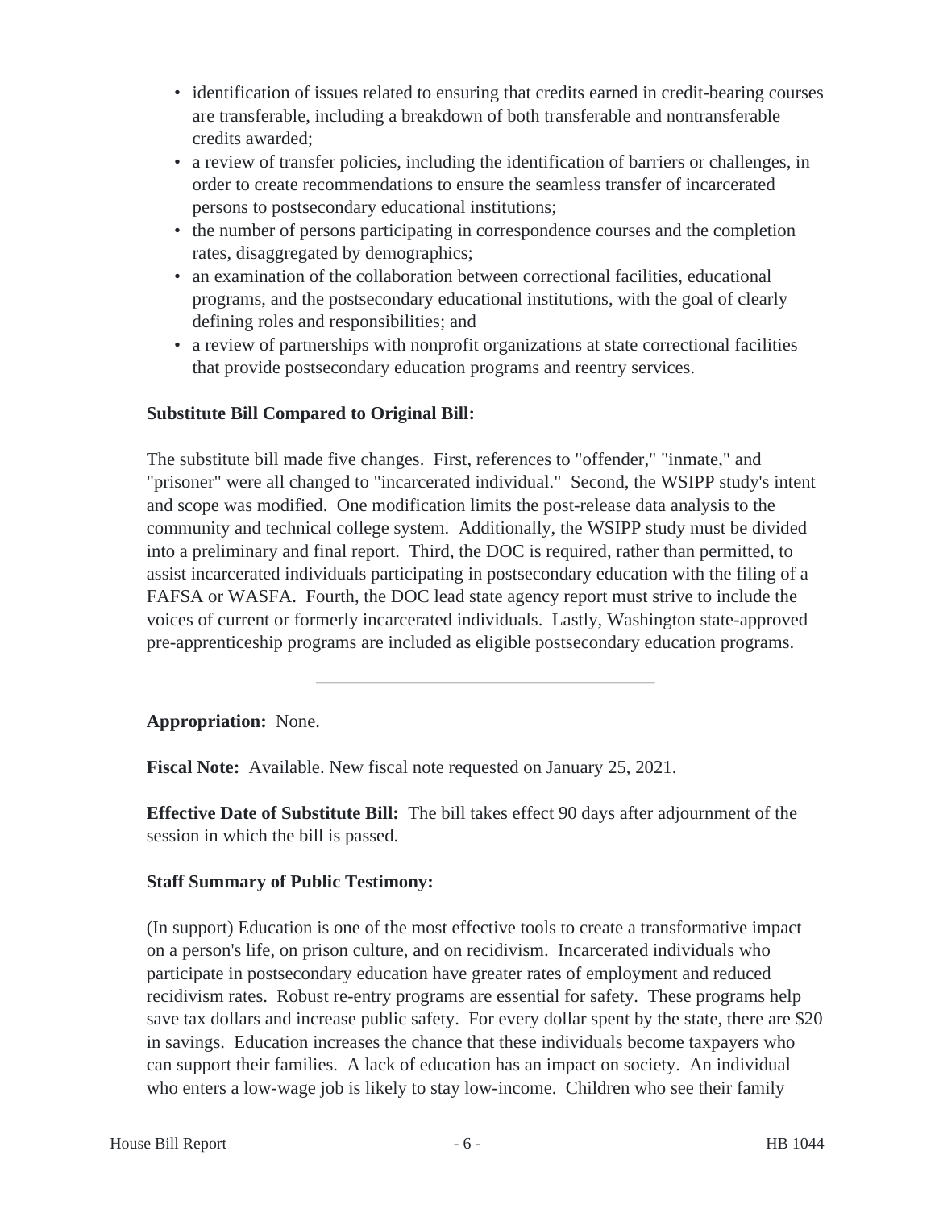- identification of issues related to ensuring that credits earned in credit-bearing courses are transferable, including a breakdown of both transferable and nontransferable credits awarded;
- a review of transfer policies, including the identification of barriers or challenges, in order to create recommendations to ensure the seamless transfer of incarcerated persons to postsecondary educational institutions;
- the number of persons participating in correspondence courses and the completion rates, disaggregated by demographics;
- an examination of the collaboration between correctional facilities, educational programs, and the postsecondary educational institutions, with the goal of clearly defining roles and responsibilities; and
- a review of partnerships with nonprofit organizations at state correctional facilities that provide postsecondary education programs and reentry services.

**Substitute Bill Compared to Original Bill:**

The substitute bill made five changes. First, references to "offender," "inmate," and "prisoner" were all changed to "incarcerated individual." Second, the WSIPP study's intent and scope was modified. One modification limits the post-release data analysis to the community and technical college system. Additionally, the WSIPP study must be divided into a preliminary and final report. Third, the DOC is required, rather than permitted, to assist incarcerated individuals participating in postsecondary education with the filing of a FAFSA or WASFA. Fourth, the DOC lead state agency report must strive to include the voices of current or formerly incarcerated individuals. Lastly, Washington state-approved pre-apprenticeship programs are included as eligible postsecondary education programs.

---

**Appropriation:** None.

**Fiscal Note:** Available. New fiscal note requested on January 25, 2021.

**Effective Date of Substitute Bill:** The bill takes effect 90 days after adjournment of the session in which the bill is passed.

**Staff Summary of Public Testimony:**

(In support) Education is one of the most effective tools to create a transformative impact on a person's life, on prison culture, and on recidivism. Incarcerated individuals who participate in postsecondary education have greater rates of employment and reduced recidivism rates. Robust re-entry programs are essential for safety. These programs help save tax dollars and increase public safety. For every dollar spent by the state, there are $20 in savings. Education increases the chance that these individuals become taxpayers who can support their families. A lack of education has an impact on society. An individual who enters a low-wage job is likely to stay low-income. Children who see their family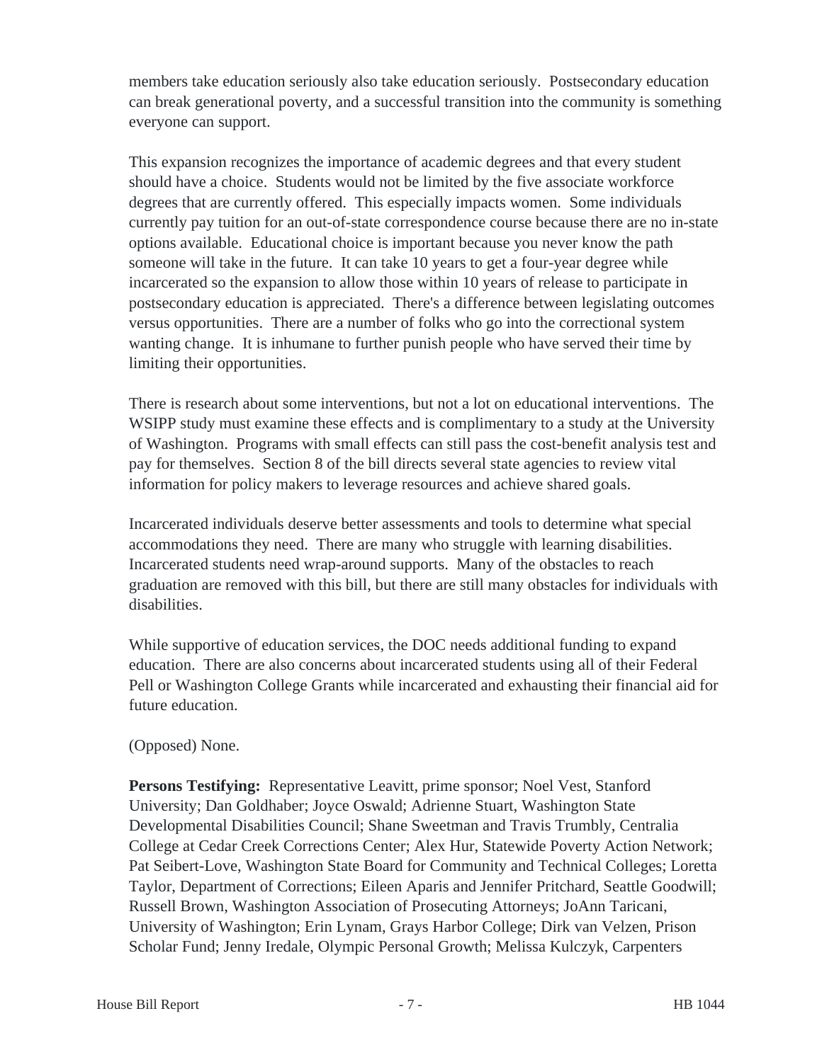members take education seriously also take education seriously. Postsecondary education can break generational poverty, and a successful transition into the community is something everyone can support.

This expansion recognizes the importance of academic degrees and that every student should have a choice. Students would not be limited by the five associate workforce degrees that are currently offered. This especially impacts women. Some individuals currently pay tuition for an out-of-state correspondence course because there are no in-state options available. Educational choice is important because you never know the path someone will take in the future. It can take 10 years to get a four-year degree while incarcerated so the expansion to allow those within 10 years of release to participate in postsecondary education is appreciated. There's a difference between legislating outcomes versus opportunities. There are a number of folks who go into the correctional system wanting change. It is inhumane to further punish people who have served their time by limiting their opportunities.

There is research about some interventions, but not a lot on educational interventions. The WSIPP study must examine these effects and is complimentary to a study at the University of Washington. Programs with small effects can still pass the cost-benefit analysis test and pay for themselves. Section 8 of the bill directs several state agencies to review vital information for policy makers to leverage resources and achieve shared goals.

Incarcerated individuals deserve better assessments and tools to determine what special accommodations they need. There are many who struggle with learning disabilities. Incarcerated students need wrap-around supports. Many of the obstacles to reach graduation are removed with this bill, but there are still many obstacles for individuals with disabilities.

While supportive of education services, the DOC needs additional funding to expand education. There are also concerns about incarcerated students using all of their Federal Pell or Washington College Grants while incarcerated and exhausting their financial aid for future education.

(Opposed) None.

**Persons Testifying:** Representative Leavitt, prime sponsor; Noel Vest, Stanford University; Dan Goldhaber; Joyce Oswald; Adrienne Stuart, Washington State Developmental Disabilities Council; Shane Sweetman and Travis Trumbly, Centralia College at Cedar Creek Corrections Center; Alex Hur, Statewide Poverty Action Network; Pat Seibert-Love, Washington State Board for Community and Technical Colleges; Loretta Taylor, Department of Corrections; Eileen Aparis and Jennifer Pritchard, Seattle Goodwill; Russell Brown, Washington Association of Prosecuting Attorneys; JoAnn Taricani, University of Washington; Erin Lynam, Grays Harbor College; Dirk van Velzen, Prison Scholar Fund; Jenny Iredale, Olympic Personal Growth; Melissa Kulczyk, Carpenters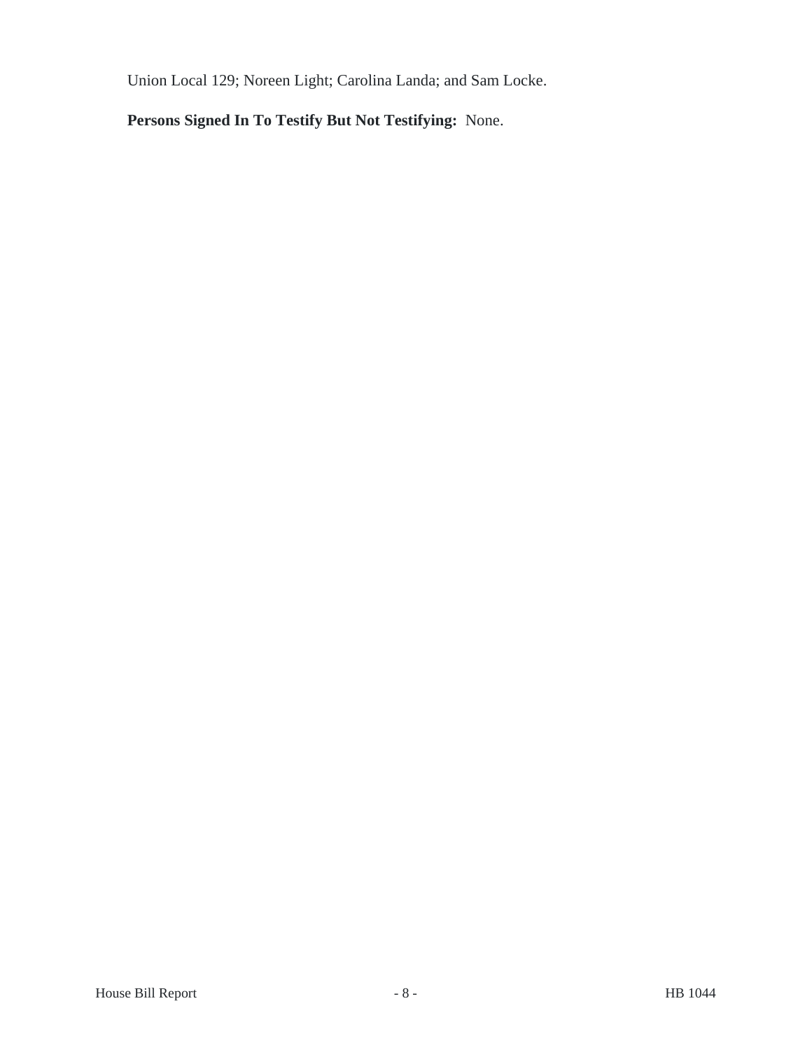Union Local 129; Noreen Light; Carolina Landa; and Sam Locke.

**Persons Signed In To Testify But Not Testifying:** None.